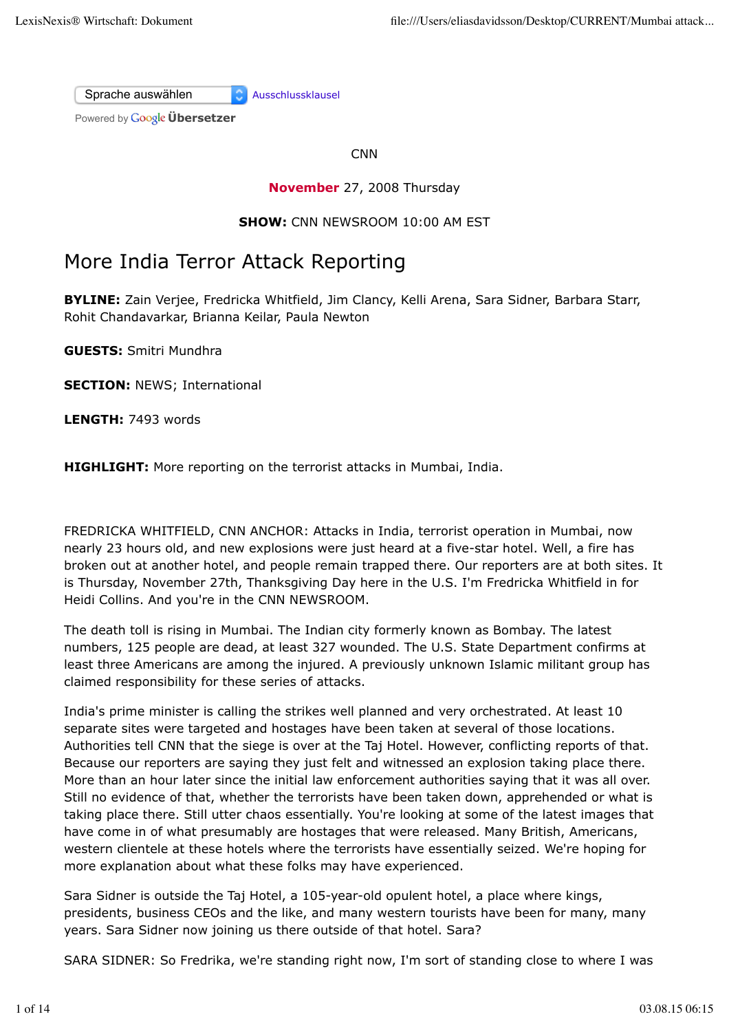Sprache auswählen Ausschlussklausel

Powered by Google Übersetzer

CNN

**November** 27, 2008 Thursday

**SHOW:** CNN NEWSROOM 10:00 AM EST

# More India Terror Attack Reporting

**BYLINE:** Zain Verjee, Fredricka Whitfield, Jim Clancy, Kelli Arena, Sara Sidner, Barbara Starr, Rohit Chandavarkar, Brianna Keilar, Paula Newton

**GUESTS:** Smitri Mundhra

**SECTION:** NEWS; International

**LENGTH:** 7493 words

**HIGHLIGHT:** More reporting on the terrorist attacks in Mumbai, India.

FREDRICKA WHITFIELD, CNN ANCHOR: Attacks in India, terrorist operation in Mumbai, now nearly 23 hours old, and new explosions were just heard at a five-star hotel. Well, a fire has broken out at another hotel, and people remain trapped there. Our reporters are at both sites. It is Thursday, November 27th, Thanksgiving Day here in the U.S. I'm Fredricka Whitfield in for Heidi Collins. And you're in the CNN NEWSROOM.

The death toll is rising in Mumbai. The Indian city formerly known as Bombay. The latest numbers, 125 people are dead, at least 327 wounded. The U.S. State Department confirms at least three Americans are among the injured. A previously unknown Islamic militant group has claimed responsibility for these series of attacks.

India's prime minister is calling the strikes well planned and very orchestrated. At least 10 separate sites were targeted and hostages have been taken at several of those locations. Authorities tell CNN that the siege is over at the Taj Hotel. However, conflicting reports of that. Because our reporters are saying they just felt and witnessed an explosion taking place there. More than an hour later since the initial law enforcement authorities saying that it was all over. Still no evidence of that, whether the terrorists have been taken down, apprehended or what is taking place there. Still utter chaos essentially. You're looking at some of the latest images that have come in of what presumably are hostages that were released. Many British, Americans, western clientele at these hotels where the terrorists have essentially seized. We're hoping for more explanation about what these folks may have experienced.

Sara Sidner is outside the Taj Hotel, a 105-year-old opulent hotel, a place where kings, presidents, business CEOs and the like, and many western tourists have been for many, many years. Sara Sidner now joining us there outside of that hotel. Sara?

SARA SIDNER: So Fredrika, we're standing right now, I'm sort of standing close to where I was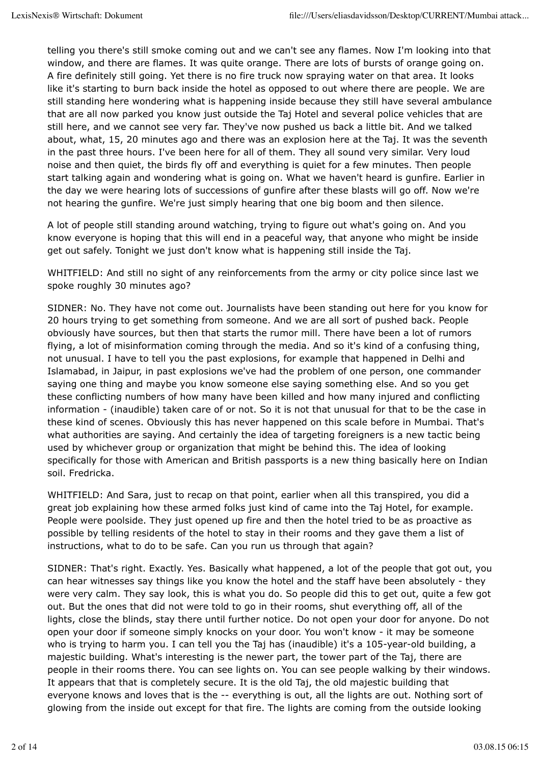telling you there's still smoke coming out and we can't see any flames. Now I'm looking into that window, and there are flames. It was quite orange. There are lots of bursts of orange going on. A fire definitely still going. Yet there is no fire truck now spraying water on that area. It looks like it's starting to burn back inside the hotel as opposed to out where there are people. We are still standing here wondering what is happening inside because they still have several ambulance that are all now parked you know just outside the Taj Hotel and several police vehicles that are still here, and we cannot see very far. They've now pushed us back a little bit. And we talked about, what, 15, 20 minutes ago and there was an explosion here at the Taj. It was the seventh in the past three hours. I've been here for all of them. They all sound very similar. Very loud noise and then quiet, the birds fly off and everything is quiet for a few minutes. Then people start talking again and wondering what is going on. What we haven't heard is gunfire. Earlier in the day we were hearing lots of successions of gunfire after these blasts will go off. Now we're not hearing the gunfire. We're just simply hearing that one big boom and then silence.

A lot of people still standing around watching, trying to figure out what's going on. And you know everyone is hoping that this will end in a peaceful way, that anyone who might be inside get out safely. Tonight we just don't know what is happening still inside the Taj.

WHITFIELD: And still no sight of any reinforcements from the army or city police since last we spoke roughly 30 minutes ago?

SIDNER: No. They have not come out. Journalists have been standing out here for you know for 20 hours trying to get something from someone. And we are all sort of pushed back. People obviously have sources, but then that starts the rumor mill. There have been a lot of rumors flying, a lot of misinformation coming through the media. And so it's kind of a confusing thing, not unusual. I have to tell you the past explosions, for example that happened in Delhi and Islamabad, in Jaipur, in past explosions we've had the problem of one person, one commander saying one thing and maybe you know someone else saying something else. And so you get these conflicting numbers of how many have been killed and how many injured and conflicting information - (inaudible) taken care of or not. So it is not that unusual for that to be the case in these kind of scenes. Obviously this has never happened on this scale before in Mumbai. That's what authorities are saying. And certainly the idea of targeting foreigners is a new tactic being used by whichever group or organization that might be behind this. The idea of looking specifically for those with American and British passports is a new thing basically here on Indian soil. Fredricka.

WHITFIELD: And Sara, just to recap on that point, earlier when all this transpired, you did a great job explaining how these armed folks just kind of came into the Taj Hotel, for example. People were poolside. They just opened up fire and then the hotel tried to be as proactive as possible by telling residents of the hotel to stay in their rooms and they gave them a list of instructions, what to do to be safe. Can you run us through that again?

SIDNER: That's right. Exactly. Yes. Basically what happened, a lot of the people that got out, you can hear witnesses say things like you know the hotel and the staff have been absolutely - they were very calm. They say look, this is what you do. So people did this to get out, quite a few got out. But the ones that did not were told to go in their rooms, shut everything off, all of the lights, close the blinds, stay there until further notice. Do not open your door for anyone. Do not open your door if someone simply knocks on your door. You won't know - it may be someone who is trying to harm you. I can tell you the Taj has (inaudible) it's a 105-year-old building, a majestic building. What's interesting is the newer part, the tower part of the Taj, there are people in their rooms there. You can see lights on. You can see people walking by their windows. It appears that that is completely secure. It is the old Taj, the old majestic building that everyone knows and loves that is the -- everything is out, all the lights are out. Nothing sort of glowing from the inside out except for that fire. The lights are coming from the outside looking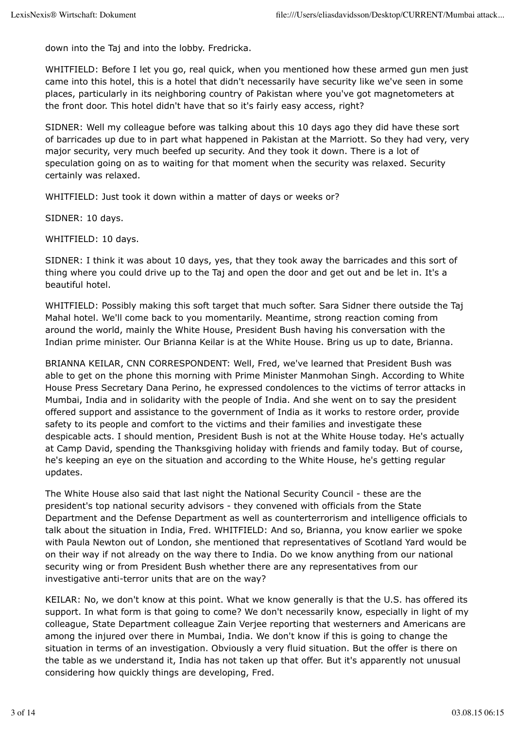down into the Taj and into the lobby. Fredricka.

WHITFIELD: Before I let you go, real quick, when you mentioned how these armed gun men just came into this hotel, this is a hotel that didn't necessarily have security like we've seen in some places, particularly in its neighboring country of Pakistan where you've got magnetometers at the front door. This hotel didn't have that so it's fairly easy access, right?

SIDNER: Well my colleague before was talking about this 10 days ago they did have these sort of barricades up due to in part what happened in Pakistan at the Marriott. So they had very, very major security, very much beefed up security. And they took it down. There is a lot of speculation going on as to waiting for that moment when the security was relaxed. Security certainly was relaxed.

WHITFIELD: Just took it down within a matter of days or weeks or?

SIDNER: 10 days.

WHITFIELD: 10 days.

SIDNER: I think it was about 10 days, yes, that they took away the barricades and this sort of thing where you could drive up to the Taj and open the door and get out and be let in. It's a beautiful hotel.

WHITFIELD: Possibly making this soft target that much softer. Sara Sidner there outside the Taj Mahal hotel. We'll come back to you momentarily. Meantime, strong reaction coming from around the world, mainly the White House, President Bush having his conversation with the Indian prime minister. Our Brianna Keilar is at the White House. Bring us up to date, Brianna.

BRIANNA KEILAR, CNN CORRESPONDENT: Well, Fred, we've learned that President Bush was able to get on the phone this morning with Prime Minister Manmohan Singh. According to White House Press Secretary Dana Perino, he expressed condolences to the victims of terror attacks in Mumbai, India and in solidarity with the people of India. And she went on to say the president offered support and assistance to the government of India as it works to restore order, provide safety to its people and comfort to the victims and their families and investigate these despicable acts. I should mention, President Bush is not at the White House today. He's actually at Camp David, spending the Thanksgiving holiday with friends and family today. But of course, he's keeping an eye on the situation and according to the White House, he's getting regular updates.

The White House also said that last night the National Security Council - these are the president's top national security advisors - they convened with officials from the State Department and the Defense Department as well as counterterrorism and intelligence officials to talk about the situation in India, Fred. WHITFIELD: And so, Brianna, you know earlier we spoke with Paula Newton out of London, she mentioned that representatives of Scotland Yard would be on their way if not already on the way there to India. Do we know anything from our national security wing or from President Bush whether there are any representatives from our investigative anti-terror units that are on the way?

KEILAR: No, we don't know at this point. What we know generally is that the U.S. has offered its support. In what form is that going to come? We don't necessarily know, especially in light of my colleague, State Department colleague Zain Verjee reporting that westerners and Americans are among the injured over there in Mumbai, India. We don't know if this is going to change the situation in terms of an investigation. Obviously a very fluid situation. But the offer is there on the table as we understand it, India has not taken up that offer. But it's apparently not unusual considering how quickly things are developing, Fred.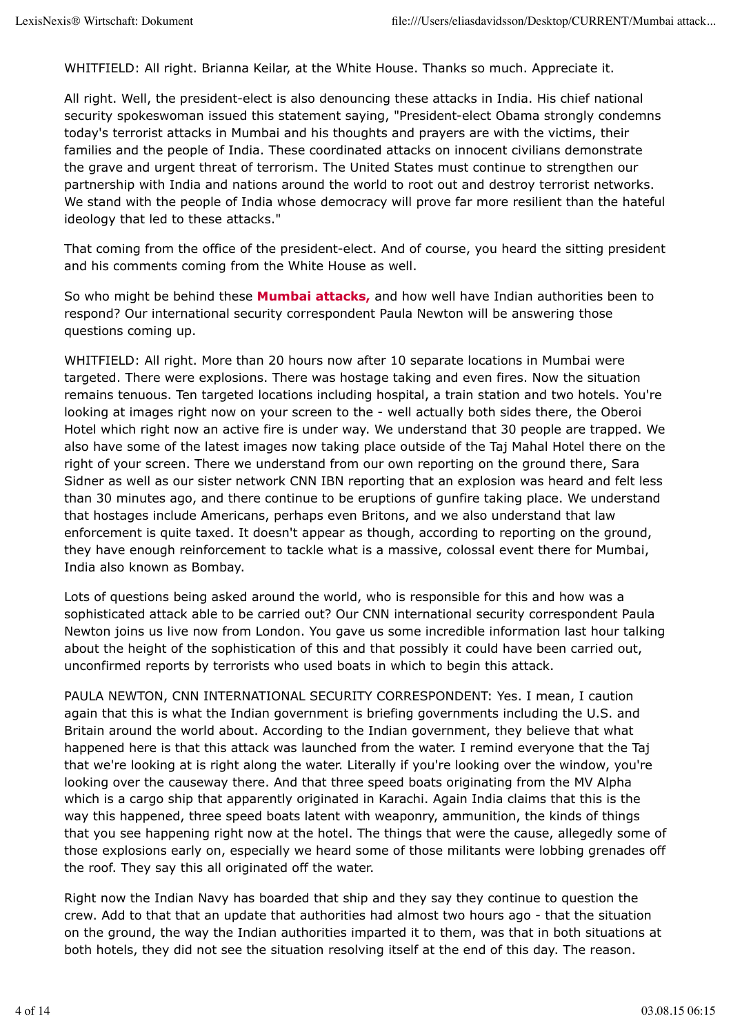WHITFIELD: All right. Brianna Keilar, at the White House. Thanks so much. Appreciate it.

All right. Well, the president-elect is also denouncing these attacks in India. His chief national security spokeswoman issued this statement saying, "President-elect Obama strongly condemns today's terrorist attacks in Mumbai and his thoughts and prayers are with the victims, their families and the people of India. These coordinated attacks on innocent civilians demonstrate the grave and urgent threat of terrorism. The United States must continue to strengthen our partnership with India and nations around the world to root out and destroy terrorist networks. We stand with the people of India whose democracy will prove far more resilient than the hateful ideology that led to these attacks."

That coming from the office of the president-elect. And of course, you heard the sitting president and his comments coming from the White House as well.

So who might be behind these **Mumbai attacks,** and how well have Indian authorities been to respond? Our international security correspondent Paula Newton will be answering those questions coming up.

WHITFIELD: All right. More than 20 hours now after 10 separate locations in Mumbai were targeted. There were explosions. There was hostage taking and even fires. Now the situation remains tenuous. Ten targeted locations including hospital, a train station and two hotels. You're looking at images right now on your screen to the - well actually both sides there, the Oberoi Hotel which right now an active fire is under way. We understand that 30 people are trapped. We also have some of the latest images now taking place outside of the Taj Mahal Hotel there on the right of your screen. There we understand from our own reporting on the ground there, Sara Sidner as well as our sister network CNN IBN reporting that an explosion was heard and felt less than 30 minutes ago, and there continue to be eruptions of gunfire taking place. We understand that hostages include Americans, perhaps even Britons, and we also understand that law enforcement is quite taxed. It doesn't appear as though, according to reporting on the ground, they have enough reinforcement to tackle what is a massive, colossal event there for Mumbai, India also known as Bombay.

Lots of questions being asked around the world, who is responsible for this and how was a sophisticated attack able to be carried out? Our CNN international security correspondent Paula Newton joins us live now from London. You gave us some incredible information last hour talking about the height of the sophistication of this and that possibly it could have been carried out, unconfirmed reports by terrorists who used boats in which to begin this attack.

PAULA NEWTON, CNN INTERNATIONAL SECURITY CORRESPONDENT: Yes. I mean, I caution again that this is what the Indian government is briefing governments including the U.S. and Britain around the world about. According to the Indian government, they believe that what happened here is that this attack was launched from the water. I remind everyone that the Taj that we're looking at is right along the water. Literally if you're looking over the window, you're looking over the causeway there. And that three speed boats originating from the MV Alpha which is a cargo ship that apparently originated in Karachi. Again India claims that this is the way this happened, three speed boats latent with weaponry, ammunition, the kinds of things that you see happening right now at the hotel. The things that were the cause, allegedly some of those explosions early on, especially we heard some of those militants were lobbing grenades off the roof. They say this all originated off the water.

Right now the Indian Navy has boarded that ship and they say they continue to question the crew. Add to that that an update that authorities had almost two hours ago - that the situation on the ground, the way the Indian authorities imparted it to them, was that in both situations at both hotels, they did not see the situation resolving itself at the end of this day. The reason.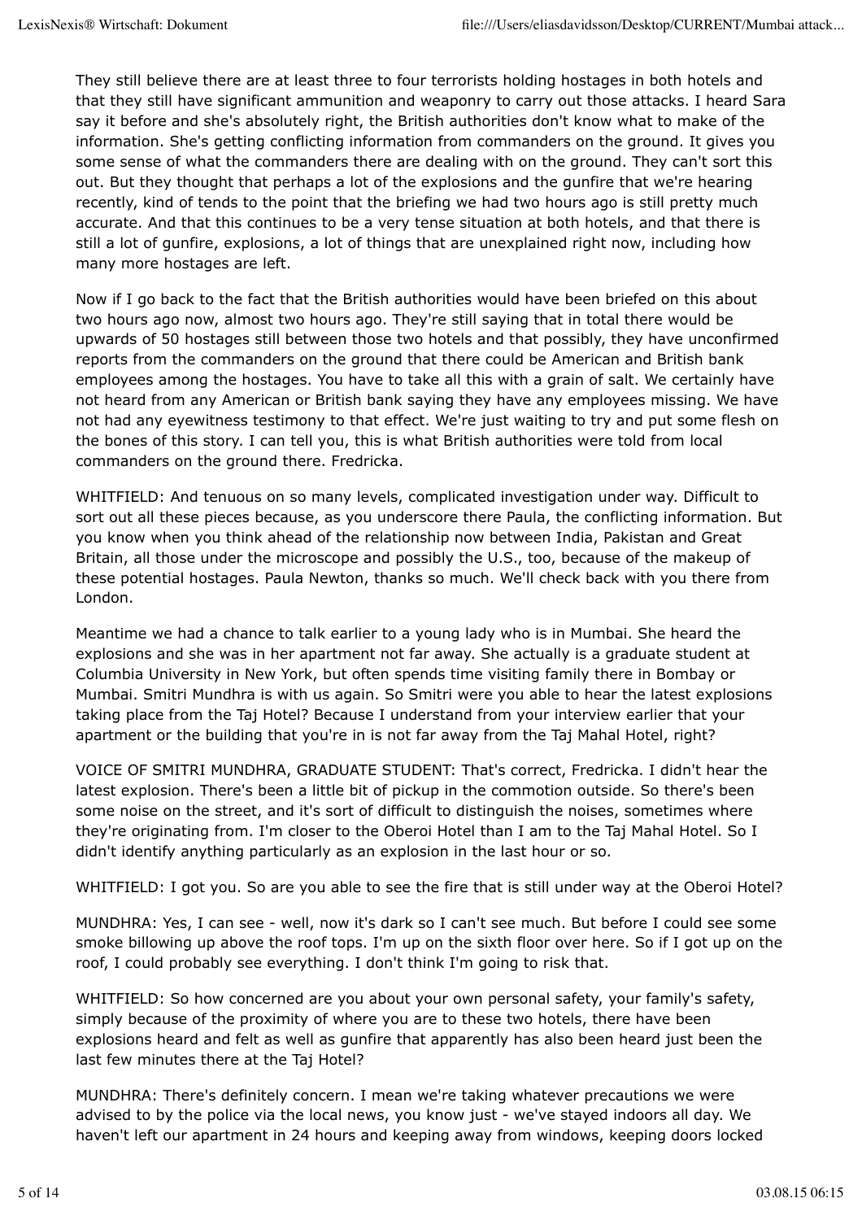They still believe there are at least three to four terrorists holding hostages in both hotels and that they still have significant ammunition and weaponry to carry out those attacks. I heard Sara say it before and she's absolutely right, the British authorities don't know what to make of the information. She's getting conflicting information from commanders on the ground. It gives you some sense of what the commanders there are dealing with on the ground. They can't sort this out. But they thought that perhaps a lot of the explosions and the gunfire that we're hearing recently, kind of tends to the point that the briefing we had two hours ago is still pretty much accurate. And that this continues to be a very tense situation at both hotels, and that there is still a lot of gunfire, explosions, a lot of things that are unexplained right now, including how many more hostages are left.

Now if I go back to the fact that the British authorities would have been briefed on this about two hours ago now, almost two hours ago. They're still saying that in total there would be upwards of 50 hostages still between those two hotels and that possibly, they have unconfirmed reports from the commanders on the ground that there could be American and British bank employees among the hostages. You have to take all this with a grain of salt. We certainly have not heard from any American or British bank saying they have any employees missing. We have not had any eyewitness testimony to that effect. We're just waiting to try and put some flesh on the bones of this story. I can tell you, this is what British authorities were told from local commanders on the ground there. Fredricka.

WHITFIELD: And tenuous on so many levels, complicated investigation under way. Difficult to sort out all these pieces because, as you underscore there Paula, the conflicting information. But you know when you think ahead of the relationship now between India, Pakistan and Great Britain, all those under the microscope and possibly the U.S., too, because of the makeup of these potential hostages. Paula Newton, thanks so much. We'll check back with you there from London.

Meantime we had a chance to talk earlier to a young lady who is in Mumbai. She heard the explosions and she was in her apartment not far away. She actually is a graduate student at Columbia University in New York, but often spends time visiting family there in Bombay or Mumbai. Smitri Mundhra is with us again. So Smitri were you able to hear the latest explosions taking place from the Taj Hotel? Because I understand from your interview earlier that your apartment or the building that you're in is not far away from the Taj Mahal Hotel, right?

VOICE OF SMITRI MUNDHRA, GRADUATE STUDENT: That's correct, Fredricka. I didn't hear the latest explosion. There's been a little bit of pickup in the commotion outside. So there's been some noise on the street, and it's sort of difficult to distinguish the noises, sometimes where they're originating from. I'm closer to the Oberoi Hotel than I am to the Taj Mahal Hotel. So I didn't identify anything particularly as an explosion in the last hour or so.

WHITFIELD: I got you. So are you able to see the fire that is still under way at the Oberoi Hotel?

MUNDHRA: Yes, I can see - well, now it's dark so I can't see much. But before I could see some smoke billowing up above the roof tops. I'm up on the sixth floor over here. So if I got up on the roof, I could probably see everything. I don't think I'm going to risk that.

WHITFIELD: So how concerned are you about your own personal safety, your family's safety, simply because of the proximity of where you are to these two hotels, there have been explosions heard and felt as well as gunfire that apparently has also been heard just been the last few minutes there at the Taj Hotel?

MUNDHRA: There's definitely concern. I mean we're taking whatever precautions we were advised to by the police via the local news, you know just - we've stayed indoors all day. We haven't left our apartment in 24 hours and keeping away from windows, keeping doors locked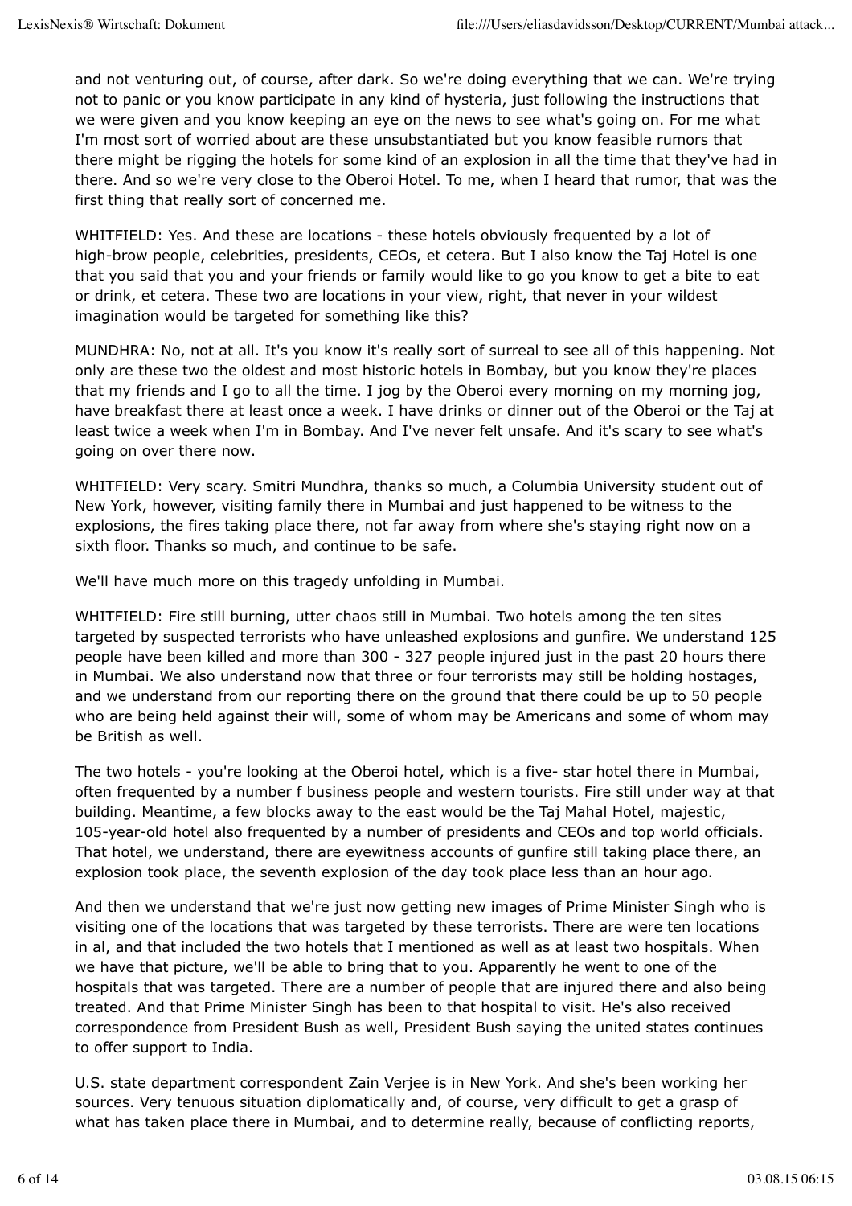and not venturing out, of course, after dark. So we're doing everything that we can. We're trying not to panic or you know participate in any kind of hysteria, just following the instructions that we were given and you know keeping an eye on the news to see what's going on. For me what I'm most sort of worried about are these unsubstantiated but you know feasible rumors that there might be rigging the hotels for some kind of an explosion in all the time that they've had in there. And so we're very close to the Oberoi Hotel. To me, when I heard that rumor, that was the first thing that really sort of concerned me.

WHITFIELD: Yes. And these are locations - these hotels obviously frequented by a lot of high-brow people, celebrities, presidents, CEOs, et cetera. But I also know the Taj Hotel is one that you said that you and your friends or family would like to go you know to get a bite to eat or drink, et cetera. These two are locations in your view, right, that never in your wildest imagination would be targeted for something like this?

MUNDHRA: No, not at all. It's you know it's really sort of surreal to see all of this happening. Not only are these two the oldest and most historic hotels in Bombay, but you know they're places that my friends and I go to all the time. I jog by the Oberoi every morning on my morning jog, have breakfast there at least once a week. I have drinks or dinner out of the Oberoi or the Taj at least twice a week when I'm in Bombay. And I've never felt unsafe. And it's scary to see what's going on over there now.

WHITFIELD: Very scary. Smitri Mundhra, thanks so much, a Columbia University student out of New York, however, visiting family there in Mumbai and just happened to be witness to the explosions, the fires taking place there, not far away from where she's staying right now on a sixth floor. Thanks so much, and continue to be safe.

We'll have much more on this tragedy unfolding in Mumbai.

WHITFIELD: Fire still burning, utter chaos still in Mumbai. Two hotels among the ten sites targeted by suspected terrorists who have unleashed explosions and gunfire. We understand 125 people have been killed and more than 300 - 327 people injured just in the past 20 hours there in Mumbai. We also understand now that three or four terrorists may still be holding hostages, and we understand from our reporting there on the ground that there could be up to 50 people who are being held against their will, some of whom may be Americans and some of whom may be British as well.

The two hotels - you're looking at the Oberoi hotel, which is a five- star hotel there in Mumbai, often frequented by a number f business people and western tourists. Fire still under way at that building. Meantime, a few blocks away to the east would be the Taj Mahal Hotel, majestic, 105-year-old hotel also frequented by a number of presidents and CEOs and top world officials. That hotel, we understand, there are eyewitness accounts of gunfire still taking place there, an explosion took place, the seventh explosion of the day took place less than an hour ago.

And then we understand that we're just now getting new images of Prime Minister Singh who is visiting one of the locations that was targeted by these terrorists. There are were ten locations in al, and that included the two hotels that I mentioned as well as at least two hospitals. When we have that picture, we'll be able to bring that to you. Apparently he went to one of the hospitals that was targeted. There are a number of people that are injured there and also being treated. And that Prime Minister Singh has been to that hospital to visit. He's also received correspondence from President Bush as well, President Bush saying the united states continues to offer support to India.

U.S. state department correspondent Zain Verjee is in New York. And she's been working her sources. Very tenuous situation diplomatically and, of course, very difficult to get a grasp of what has taken place there in Mumbai, and to determine really, because of conflicting reports,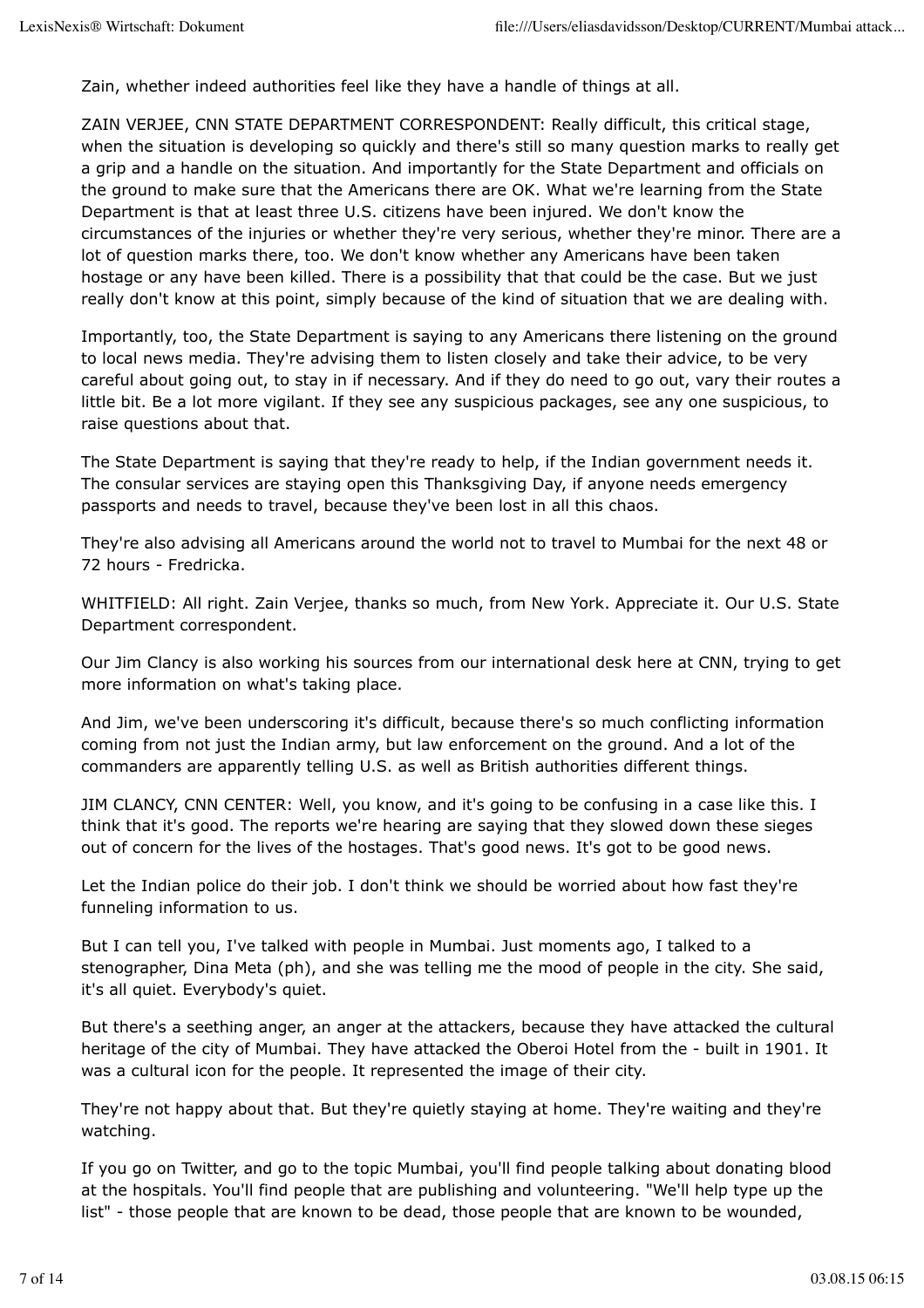Zain, whether indeed authorities feel like they have a handle of things at all.

ZAIN VERJEE, CNN STATE DEPARTMENT CORRESPONDENT: Really difficult, this critical stage, when the situation is developing so quickly and there's still so many question marks to really get a grip and a handle on the situation. And importantly for the State Department and officials on the ground to make sure that the Americans there are OK. What we're learning from the State Department is that at least three U.S. citizens have been injured. We don't know the circumstances of the injuries or whether they're very serious, whether they're minor. There are a lot of question marks there, too. We don't know whether any Americans have been taken hostage or any have been killed. There is a possibility that that could be the case. But we just really don't know at this point, simply because of the kind of situation that we are dealing with.

Importantly, too, the State Department is saying to any Americans there listening on the ground to local news media. They're advising them to listen closely and take their advice, to be very careful about going out, to stay in if necessary. And if they do need to go out, vary their routes a little bit. Be a lot more vigilant. If they see any suspicious packages, see any one suspicious, to raise questions about that.

The State Department is saying that they're ready to help, if the Indian government needs it. The consular services are staying open this Thanksgiving Day, if anyone needs emergency passports and needs to travel, because they've been lost in all this chaos.

They're also advising all Americans around the world not to travel to Mumbai for the next 48 or 72 hours - Fredricka.

WHITFIELD: All right. Zain Verjee, thanks so much, from New York. Appreciate it. Our U.S. State Department correspondent.

Our Jim Clancy is also working his sources from our international desk here at CNN, trying to get more information on what's taking place.

And Jim, we've been underscoring it's difficult, because there's so much conflicting information coming from not just the Indian army, but law enforcement on the ground. And a lot of the commanders are apparently telling U.S. as well as British authorities different things.

JIM CLANCY, CNN CENTER: Well, you know, and it's going to be confusing in a case like this. I think that it's good. The reports we're hearing are saying that they slowed down these sieges out of concern for the lives of the hostages. That's good news. It's got to be good news.

Let the Indian police do their job. I don't think we should be worried about how fast they're funneling information to us.

But I can tell you, I've talked with people in Mumbai. Just moments ago, I talked to a stenographer, Dina Meta (ph), and she was telling me the mood of people in the city. She said, it's all quiet. Everybody's quiet.

But there's a seething anger, an anger at the attackers, because they have attacked the cultural heritage of the city of Mumbai. They have attacked the Oberoi Hotel from the - built in 1901. It was a cultural icon for the people. It represented the image of their city.

They're not happy about that. But they're quietly staying at home. They're waiting and they're watching.

If you go on Twitter, and go to the topic Mumbai, you'll find people talking about donating blood at the hospitals. You'll find people that are publishing and volunteering. "We'll help type up the list" - those people that are known to be dead, those people that are known to be wounded,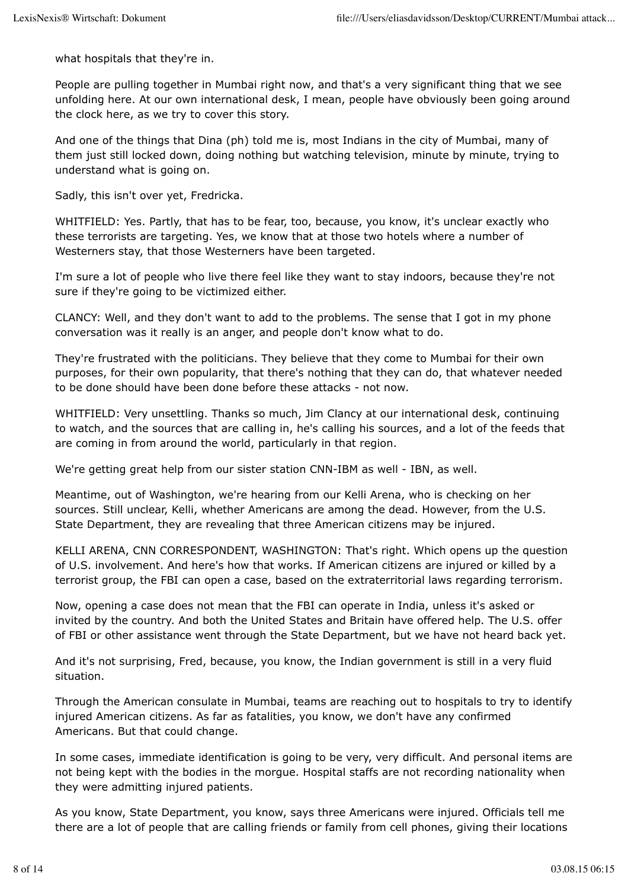what hospitals that they're in.

People are pulling together in Mumbai right now, and that's a very significant thing that we see unfolding here. At our own international desk, I mean, people have obviously been going around the clock here, as we try to cover this story.

And one of the things that Dina (ph) told me is, most Indians in the city of Mumbai, many of them just still locked down, doing nothing but watching television, minute by minute, trying to understand what is going on.

Sadly, this isn't over yet, Fredricka.

WHITFIELD: Yes. Partly, that has to be fear, too, because, you know, it's unclear exactly who these terrorists are targeting. Yes, we know that at those two hotels where a number of Westerners stay, that those Westerners have been targeted.

I'm sure a lot of people who live there feel like they want to stay indoors, because they're not sure if they're going to be victimized either.

CLANCY: Well, and they don't want to add to the problems. The sense that I got in my phone conversation was it really is an anger, and people don't know what to do.

They're frustrated with the politicians. They believe that they come to Mumbai for their own purposes, for their own popularity, that there's nothing that they can do, that whatever needed to be done should have been done before these attacks - not now.

WHITFIELD: Very unsettling. Thanks so much, Jim Clancy at our international desk, continuing to watch, and the sources that are calling in, he's calling his sources, and a lot of the feeds that are coming in from around the world, particularly in that region.

We're getting great help from our sister station CNN-IBM as well - IBN, as well.

Meantime, out of Washington, we're hearing from our Kelli Arena, who is checking on her sources. Still unclear, Kelli, whether Americans are among the dead. However, from the U.S. State Department, they are revealing that three American citizens may be injured.

KELLI ARENA, CNN CORRESPONDENT, WASHINGTON: That's right. Which opens up the question of U.S. involvement. And here's how that works. If American citizens are injured or killed by a terrorist group, the FBI can open a case, based on the extraterritorial laws regarding terrorism.

Now, opening a case does not mean that the FBI can operate in India, unless it's asked or invited by the country. And both the United States and Britain have offered help. The U.S. offer of FBI or other assistance went through the State Department, but we have not heard back yet.

And it's not surprising, Fred, because, you know, the Indian government is still in a very fluid situation.

Through the American consulate in Mumbai, teams are reaching out to hospitals to try to identify injured American citizens. As far as fatalities, you know, we don't have any confirmed Americans. But that could change.

In some cases, immediate identification is going to be very, very difficult. And personal items are not being kept with the bodies in the morgue. Hospital staffs are not recording nationality when they were admitting injured patients.

As you know, State Department, you know, says three Americans were injured. Officials tell me there are a lot of people that are calling friends or family from cell phones, giving their locations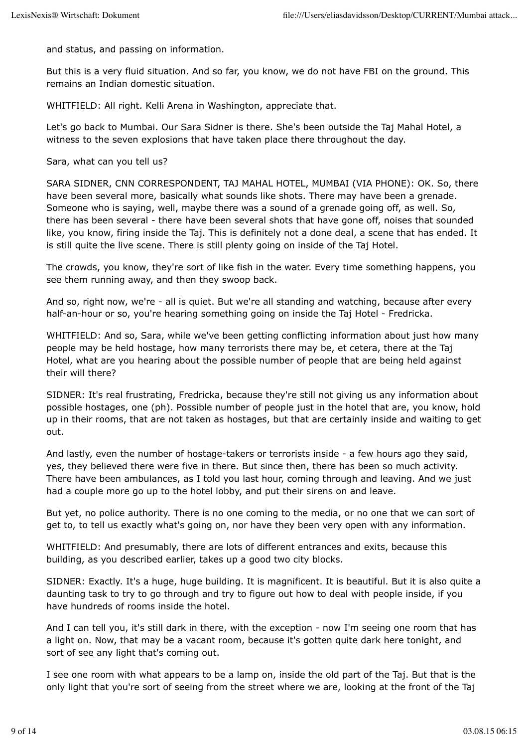and status, and passing on information.

But this is a very fluid situation. And so far, you know, we do not have FBI on the ground. This remains an Indian domestic situation.

WHITFIELD: All right. Kelli Arena in Washington, appreciate that.

Let's go back to Mumbai. Our Sara Sidner is there. She's been outside the Taj Mahal Hotel, a witness to the seven explosions that have taken place there throughout the day.

Sara, what can you tell us?

SARA SIDNER, CNN CORRESPONDENT, TAJ MAHAL HOTEL, MUMBAI (VIA PHONE): OK. So, there have been several more, basically what sounds like shots. There may have been a grenade. Someone who is saying, well, maybe there was a sound of a grenade going off, as well. So, there has been several - there have been several shots that have gone off, noises that sounded like, you know, firing inside the Taj. This is definitely not a done deal, a scene that has ended. It is still quite the live scene. There is still plenty going on inside of the Taj Hotel.

The crowds, you know, they're sort of like fish in the water. Every time something happens, you see them running away, and then they swoop back.

And so, right now, we're - all is quiet. But we're all standing and watching, because after every half-an-hour or so, you're hearing something going on inside the Taj Hotel - Fredricka.

WHITFIELD: And so, Sara, while we've been getting conflicting information about just how many people may be held hostage, how many terrorists there may be, et cetera, there at the Taj Hotel, what are you hearing about the possible number of people that are being held against their will there?

SIDNER: It's real frustrating, Fredricka, because they're still not giving us any information about possible hostages, one (ph). Possible number of people just in the hotel that are, you know, hold up in their rooms, that are not taken as hostages, but that are certainly inside and waiting to get out.

And lastly, even the number of hostage-takers or terrorists inside - a few hours ago they said, yes, they believed there were five in there. But since then, there has been so much activity. There have been ambulances, as I told you last hour, coming through and leaving. And we just had a couple more go up to the hotel lobby, and put their sirens on and leave.

But yet, no police authority. There is no one coming to the media, or no one that we can sort of get to, to tell us exactly what's going on, nor have they been very open with any information.

WHITFIELD: And presumably, there are lots of different entrances and exits, because this building, as you described earlier, takes up a good two city blocks.

SIDNER: Exactly. It's a huge, huge building. It is magnificent. It is beautiful. But it is also quite a daunting task to try to go through and try to figure out how to deal with people inside, if you have hundreds of rooms inside the hotel.

And I can tell you, it's still dark in there, with the exception - now I'm seeing one room that has a light on. Now, that may be a vacant room, because it's gotten quite dark here tonight, and sort of see any light that's coming out.

I see one room with what appears to be a lamp on, inside the old part of the Taj. But that is the only light that you're sort of seeing from the street where we are, looking at the front of the Taj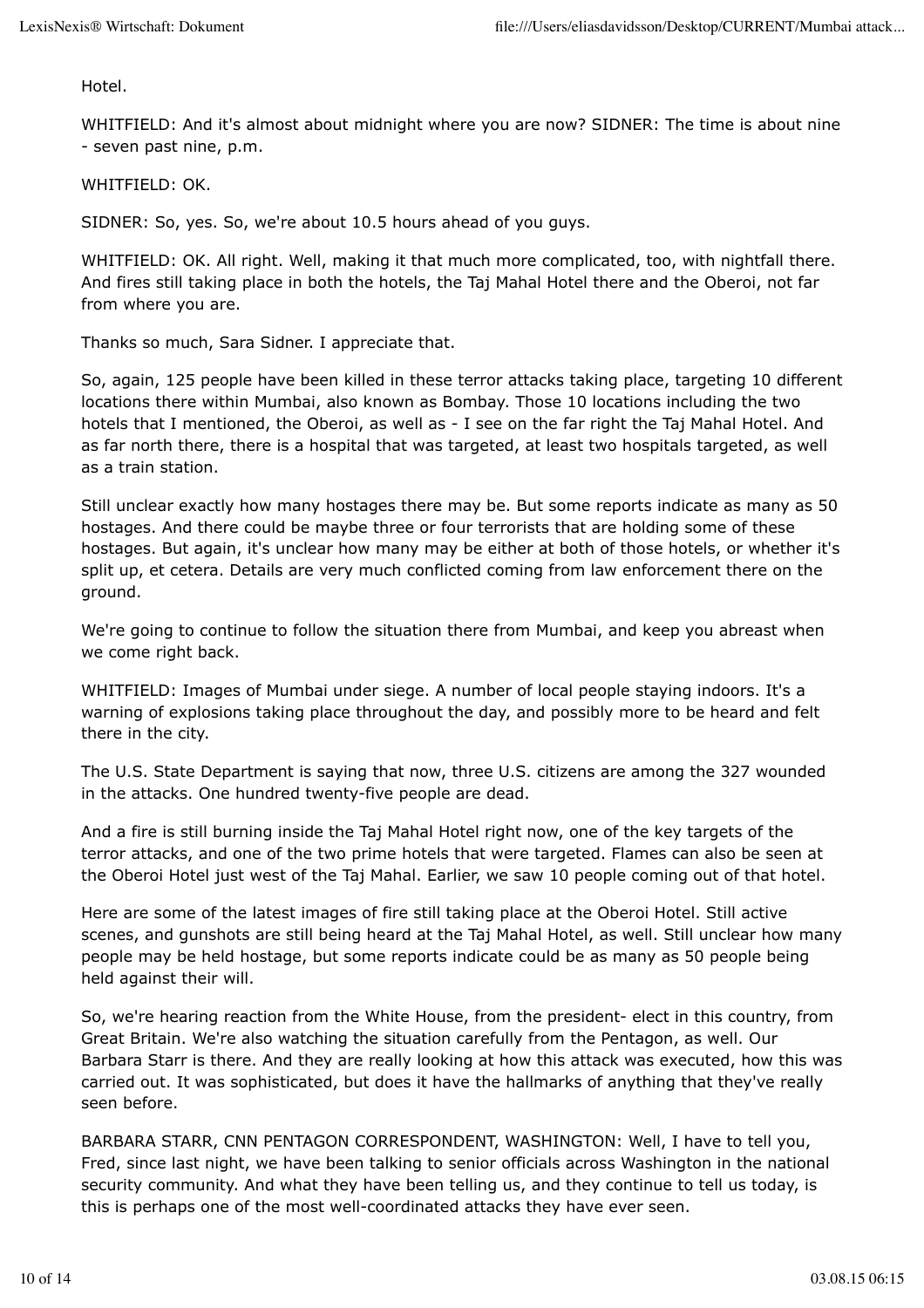Hotel.

WHITFIELD: And it's almost about midnight where you are now? SIDNER: The time is about nine - seven past nine, p.m.

WHITFIELD: OK.

SIDNER: So, yes. So, we're about 10.5 hours ahead of you guys.

WHITFIELD: OK. All right. Well, making it that much more complicated, too, with nightfall there. And fires still taking place in both the hotels, the Taj Mahal Hotel there and the Oberoi, not far from where you are.

Thanks so much, Sara Sidner. I appreciate that.

So, again, 125 people have been killed in these terror attacks taking place, targeting 10 different locations there within Mumbai, also known as Bombay. Those 10 locations including the two hotels that I mentioned, the Oberoi, as well as - I see on the far right the Taj Mahal Hotel. And as far north there, there is a hospital that was targeted, at least two hospitals targeted, as well as a train station.

Still unclear exactly how many hostages there may be. But some reports indicate as many as 50 hostages. And there could be maybe three or four terrorists that are holding some of these hostages. But again, it's unclear how many may be either at both of those hotels, or whether it's split up, et cetera. Details are very much conflicted coming from law enforcement there on the ground.

We're going to continue to follow the situation there from Mumbai, and keep you abreast when we come right back.

WHITFIELD: Images of Mumbai under siege. A number of local people staying indoors. It's a warning of explosions taking place throughout the day, and possibly more to be heard and felt there in the city.

The U.S. State Department is saying that now, three U.S. citizens are among the 327 wounded in the attacks. One hundred twenty-five people are dead.

And a fire is still burning inside the Taj Mahal Hotel right now, one of the key targets of the terror attacks, and one of the two prime hotels that were targeted. Flames can also be seen at the Oberoi Hotel just west of the Taj Mahal. Earlier, we saw 10 people coming out of that hotel.

Here are some of the latest images of fire still taking place at the Oberoi Hotel. Still active scenes, and gunshots are still being heard at the Taj Mahal Hotel, as well. Still unclear how many people may be held hostage, but some reports indicate could be as many as 50 people being held against their will.

So, we're hearing reaction from the White House, from the president- elect in this country, from Great Britain. We're also watching the situation carefully from the Pentagon, as well. Our Barbara Starr is there. And they are really looking at how this attack was executed, how this was carried out. It was sophisticated, but does it have the hallmarks of anything that they've really seen before.

BARBARA STARR, CNN PENTAGON CORRESPONDENT, WASHINGTON: Well, I have to tell you, Fred, since last night, we have been talking to senior officials across Washington in the national security community. And what they have been telling us, and they continue to tell us today, is this is perhaps one of the most well-coordinated attacks they have ever seen.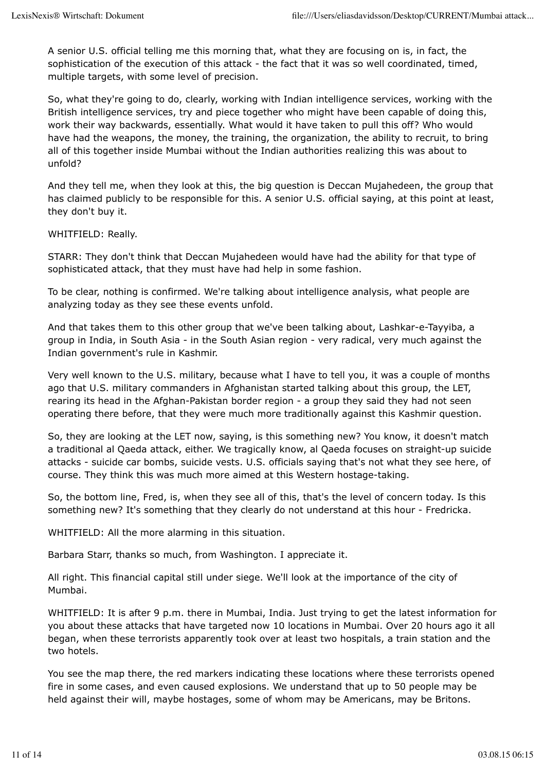A senior U.S. official telling me this morning that, what they are focusing on is, in fact, the sophistication of the execution of this attack - the fact that it was so well coordinated, timed, multiple targets, with some level of precision.

So, what they're going to do, clearly, working with Indian intelligence services, working with the British intelligence services, try and piece together who might have been capable of doing this, work their way backwards, essentially. What would it have taken to pull this off? Who would have had the weapons, the money, the training, the organization, the ability to recruit, to bring all of this together inside Mumbai without the Indian authorities realizing this was about to unfold?

And they tell me, when they look at this, the big question is Deccan Mujahedeen, the group that has claimed publicly to be responsible for this. A senior U.S. official saying, at this point at least, they don't buy it.

WHITFIELD: Really.

STARR: They don't think that Deccan Mujahedeen would have had the ability for that type of sophisticated attack, that they must have had help in some fashion.

To be clear, nothing is confirmed. We're talking about intelligence analysis, what people are analyzing today as they see these events unfold.

And that takes them to this other group that we've been talking about, Lashkar-e-Tayyiba, a group in India, in South Asia - in the South Asian region - very radical, very much against the Indian government's rule in Kashmir.

Very well known to the U.S. military, because what I have to tell you, it was a couple of months ago that U.S. military commanders in Afghanistan started talking about this group, the LET, rearing its head in the Afghan-Pakistan border region - a group they said they had not seen operating there before, that they were much more traditionally against this Kashmir question.

So, they are looking at the LET now, saying, is this something new? You know, it doesn't match a traditional al Qaeda attack, either. We tragically know, al Qaeda focuses on straight-up suicide attacks - suicide car bombs, suicide vests. U.S. officials saying that's not what they see here, of course. They think this was much more aimed at this Western hostage-taking.

So, the bottom line, Fred, is, when they see all of this, that's the level of concern today. Is this something new? It's something that they clearly do not understand at this hour - Fredricka.

WHITFIELD: All the more alarming in this situation.

Barbara Starr, thanks so much, from Washington. I appreciate it.

All right. This financial capital still under siege. We'll look at the importance of the city of Mumbai.

WHITFIELD: It is after 9 p.m. there in Mumbai, India. Just trying to get the latest information for you about these attacks that have targeted now 10 locations in Mumbai. Over 20 hours ago it all began, when these terrorists apparently took over at least two hospitals, a train station and the two hotels.

You see the map there, the red markers indicating these locations where these terrorists opened fire in some cases, and even caused explosions. We understand that up to 50 people may be held against their will, maybe hostages, some of whom may be Americans, may be Britons.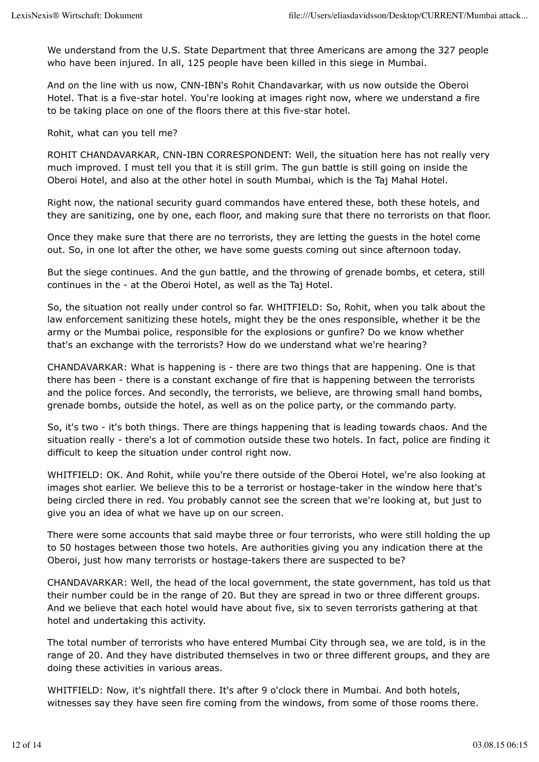We understand from the U.S. State Department that three Americans are among the 327 people who have been injured. In all, 125 people have been killed in this siege in Mumbai.

And on the line with us now, CNN-IBN's Rohit Chandavarkar, with us now outside the Oberoi Hotel. That is a five-star hotel. You're looking at images right now, where we understand a fire to be taking place on one of the floors there at this five-star hotel.

Rohit, what can you tell me?

ROHIT CHANDAVARKAR, CNN-IBN CORRESPONDENT: Well, the situation here has not really very much improved. I must tell you that it is still grim. The gun battle is still going on inside the Oberoi Hotel, and also at the other hotel in south Mumbai, which is the Taj Mahal Hotel.

Right now, the national security guard commandos have entered these, both these hotels, and they are sanitizing, one by one, each floor, and making sure that there no terrorists on that floor.

Once they make sure that there are no terrorists, they are letting the guests in the hotel come out. So, in one lot after the other, we have some guests coming out since afternoon today.

But the siege continues. And the gun battle, and the throwing of grenade bombs, et cetera, still continues in the - at the Oberoi Hotel, as well as the Taj Hotel.

So, the situation not really under control so far. WHITFIELD: So, Rohit, when you talk about the law enforcement sanitizing these hotels, might they be the ones responsible, whether it be the army or the Mumbai police, responsible for the explosions or gunfire? Do we know whether that's an exchange with the terrorists? How do we understand what we're hearing?

CHANDAVARKAR: What is happening is - there are two things that are happening. One is that there has been - there is a constant exchange of fire that is happening between the terrorists and the police forces. And secondly, the terrorists, we believe, are throwing small hand bombs, grenade bombs, outside the hotel, as well as on the police party, or the commando party.

So, it's two - it's both things. There are things happening that is leading towards chaos. And the situation really - there's a lot of commotion outside these two hotels. In fact, police are finding it difficult to keep the situation under control right now.

WHITFIELD: OK. And Rohit, while you're there outside of the Oberoi Hotel, we're also looking at images shot earlier. We believe this to be a terrorist or hostage-taker in the window here that's being circled there in red. You probably cannot see the screen that we're looking at, but just to give you an idea of what we have up on our screen.

There were some accounts that said maybe three or four terrorists, who were still holding the up to 50 hostages between those two hotels. Are authorities giving you any indication there at the Oberoi, just how many terrorists or hostage-takers there are suspected to be?

CHANDAVARKAR: Well, the head of the local government, the state government, has told us that their number could be in the range of 20. But they are spread in two or three different groups. And we believe that each hotel would have about five, six to seven terrorists gathering at that hotel and undertaking this activity.

The total number of terrorists who have entered Mumbai City through sea, we are told, is in the range of 20. And they have distributed themselves in two or three different groups, and they are doing these activities in various areas.

WHITFIELD: Now, it's nightfall there. It's after 9 o'clock there in Mumbai. And both hotels, witnesses say they have seen fire coming from the windows, from some of those rooms there.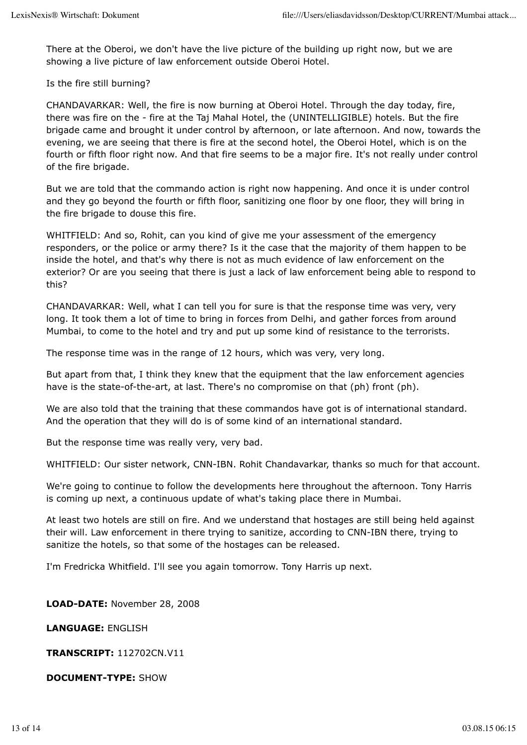There at the Oberoi, we don't have the live picture of the building up right now, but we are showing a live picture of law enforcement outside Oberoi Hotel.

Is the fire still burning?

CHANDAVARKAR: Well, the fire is now burning at Oberoi Hotel. Through the day today, fire, there was fire on the - fire at the Taj Mahal Hotel, the (UNINTELLIGIBLE) hotels. But the fire brigade came and brought it under control by afternoon, or late afternoon. And now, towards the evening, we are seeing that there is fire at the second hotel, the Oberoi Hotel, which is on the fourth or fifth floor right now. And that fire seems to be a major fire. It's not really under control of the fire brigade.

But we are told that the commando action is right now happening. And once it is under control and they go beyond the fourth or fifth floor, sanitizing one floor by one floor, they will bring in the fire brigade to douse this fire.

WHITFIELD: And so, Rohit, can you kind of give me your assessment of the emergency responders, or the police or army there? Is it the case that the majority of them happen to be inside the hotel, and that's why there is not as much evidence of law enforcement on the exterior? Or are you seeing that there is just a lack of law enforcement being able to respond to this?

CHANDAVARKAR: Well, what I can tell you for sure is that the response time was very, very long. It took them a lot of time to bring in forces from Delhi, and gather forces from around Mumbai, to come to the hotel and try and put up some kind of resistance to the terrorists.

The response time was in the range of 12 hours, which was very, very long.

But apart from that, I think they knew that the equipment that the law enforcement agencies have is the state-of-the-art, at last. There's no compromise on that (ph) front (ph).

We are also told that the training that these commandos have got is of international standard. And the operation that they will do is of some kind of an international standard.

But the response time was really very, very bad.

WHITFIELD: Our sister network, CNN-IBN. Rohit Chandavarkar, thanks so much for that account.

We're going to continue to follow the developments here throughout the afternoon. Tony Harris is coming up next, a continuous update of what's taking place there in Mumbai.

At least two hotels are still on fire. And we understand that hostages are still being held against their will. Law enforcement in there trying to sanitize, according to CNN-IBN there, trying to sanitize the hotels, so that some of the hostages can be released.

I'm Fredricka Whitfield. I'll see you again tomorrow. Tony Harris up next.

**LOAD-DATE:** November 28, 2008

**LANGUAGE:** ENGLISH

**TRANSCRIPT:** 112702CN.V11

**DOCUMENT-TYPE:** SHOW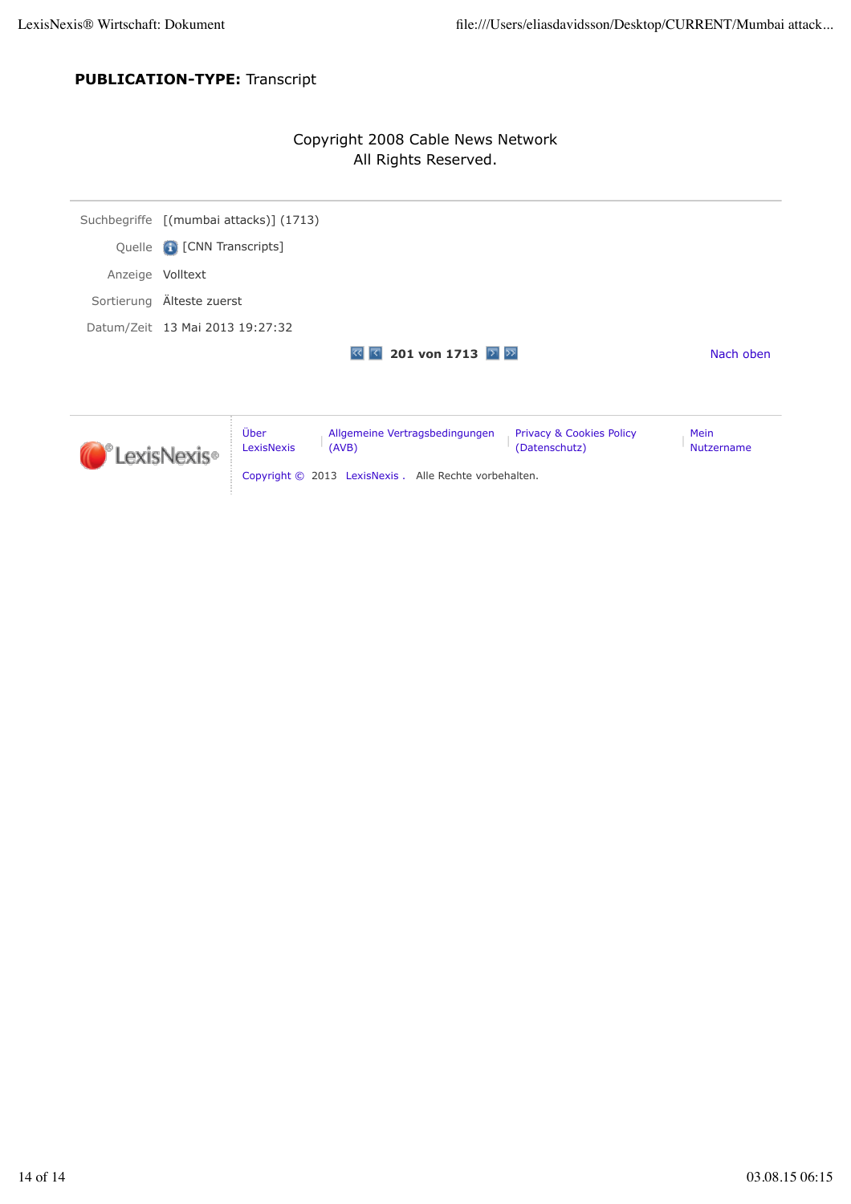**PUBLICATION-TYPE:** Transcript

Copyright 2008 Cable News Network
All Rights Reserved.

---

| | |
|---|---|
| Suchbegriffe | [(mumbai attacks)] (1713) |
| Quelle | [CNN Transcripts] |
| Anzeige | Volltext |
| Sortierung | Älteste zuerst |
| Datum/Zeit | 13 Mai 2013 19:27:32 |

**201 von 1713**

Nach oben

---

Über LexisNexis | Allgemeine Vertragsbedingungen (AVB) | Privacy & Cookies Policy (Datenschutz) | Mein Nutzername

Copyright © 2013 LexisNexis . Alle Rechte vorbehalten.